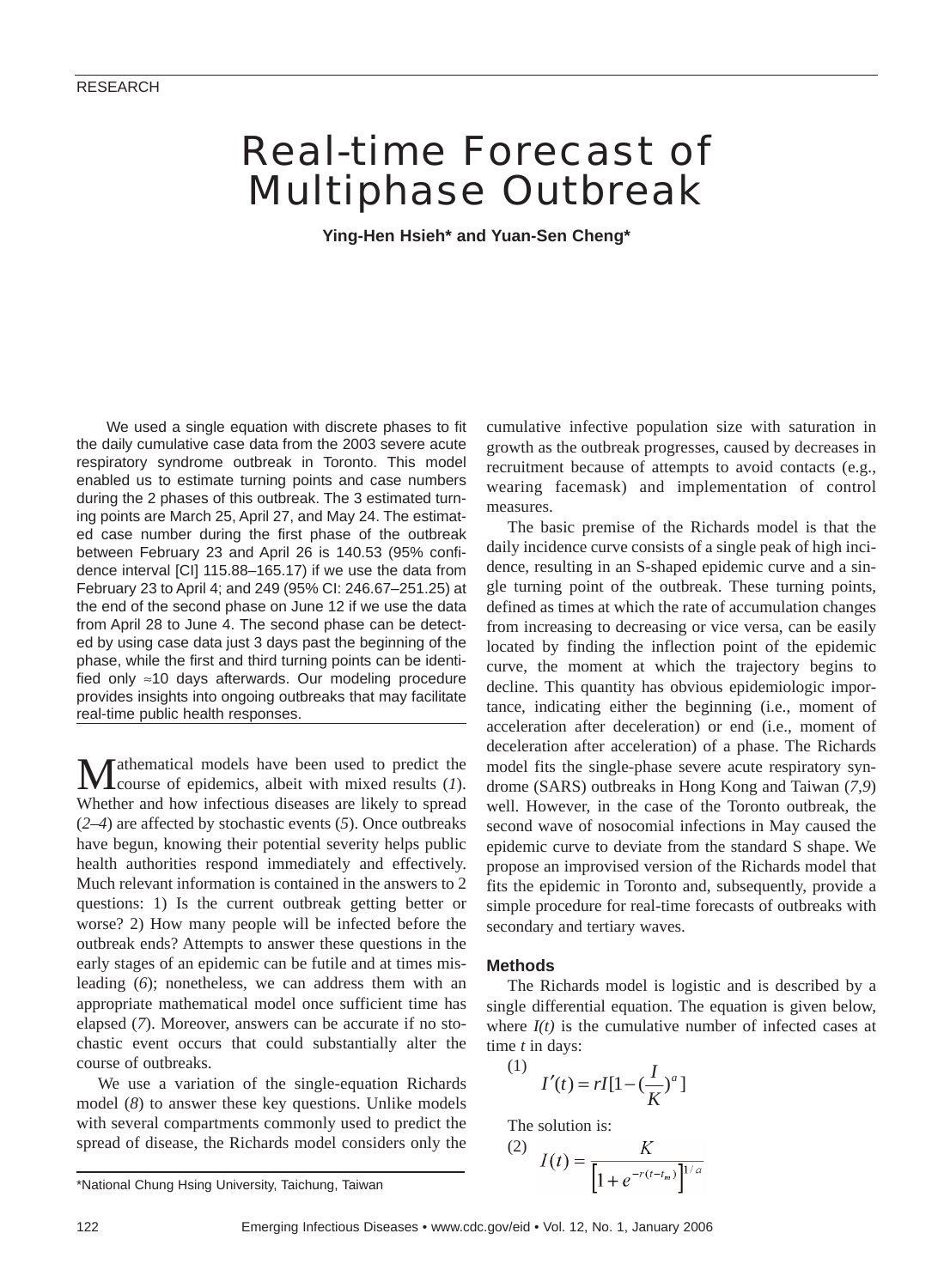RESEARCH

# Real-time Forecast of Multiphase Outbreak

**Ying-Hen Hsieh* and Yuan-Sen Cheng***

We used a single equation with discrete phases to fit the daily cumulative case data from the 2003 severe acute respiratory syndrome outbreak in Toronto. This model enabled us to estimate turning points and case numbers during the 2 phases of this outbreak. The 3 estimated turning points are March 25, April 27, and May 24. The estimated case number during the first phase of the outbreak between February 23 and April 26 is 140.53 (95% confidence interval [CI] 115.88–165.17) if we use the data from February 23 to April 4; and 249 (95% CI: 246.67–251.25) at the end of the second phase on June 12 if we use the data from April 28 to June 4. The second phase can be detected by using case data just 3 days past the beginning of the phase, while the first and third turning points can be identified only ≈10 days afterwards. Our modeling procedure provides insights into ongoing outbreaks that may facilitate real-time public health responses.

Mathematical models have been used to predict the course of epidemics, albeit with mixed results (*1*). Whether and how infectious diseases are likely to spread (*2–4*) are affected by stochastic events (*5*). Once outbreaks have begun, knowing their potential severity helps public health authorities respond immediately and effectively. Much relevant information is contained in the answers to 2 questions: 1) Is the current outbreak getting better or worse? 2) How many people will be infected before the outbreak ends? Attempts to answer these questions in the early stages of an epidemic can be futile and at times misleading (*6*); nonetheless, we can address them with an appropriate mathematical model once sufficient time has elapsed (*7*). Moreover, answers can be accurate if no stochastic event occurs that could substantially alter the course of outbreaks.

We use a variation of the single-equation Richards model (*8*) to answer these key questions. Unlike models with several compartments commonly used to predict the spread of disease, the Richards model considers only the cumulative infective population size with saturation in growth as the outbreak progresses, caused by decreases in recruitment because of attempts to avoid contacts (e.g., wearing facemask) and implementation of control measures.

The basic premise of the Richards model is that the daily incidence curve consists of a single peak of high incidence, resulting in an S-shaped epidemic curve and a single turning point of the outbreak. These turning points, defined as times at which the rate of accumulation changes from increasing to decreasing or vice versa, can be easily located by finding the inflection point of the epidemic curve, the moment at which the trajectory begins to decline. This quantity has obvious epidemiologic importance, indicating either the beginning (i.e., moment of acceleration after deceleration) or end (i.e., moment of deceleration after acceleration) of a phase. The Richards model fits the single-phase severe acute respiratory syndrome (SARS) outbreaks in Hong Kong and Taiwan (*7,9*) well. However, in the case of the Toronto outbreak, the second wave of nosocomial infections in May caused the epidemic curve to deviate from the standard S shape. We propose an improvised version of the Richards model that fits the epidemic in Toronto and, subsequently, provide a simple procedure for real-time forecasts of outbreaks with secondary and tertiary waves.

## Methods

The Richards model is logistic and is described by a single differential equation. The equation is given below, where *I(t)* is the cumulative number of infected cases at time *t* in days:

(1)
$$I'(t) = rI[1-(\frac{I}{K})^a]$$

The solution is:

(2)
$$I(t) = \frac{K}{\left[1+e^{-r(t-t_m)}\right]^{1/a}}$$

*National Chung Hsing University, Taichung, Taiwan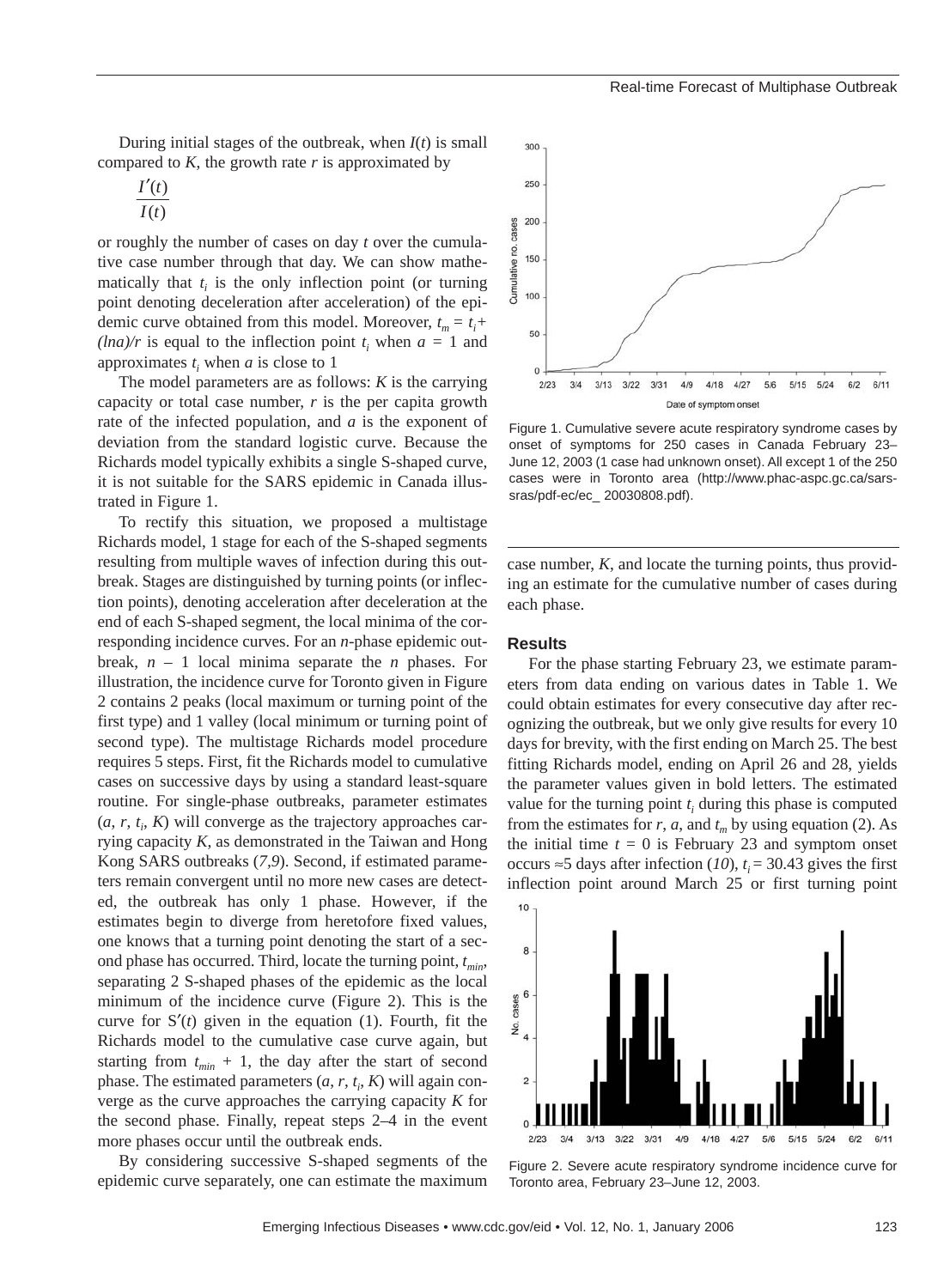During initial stages of the outbreak, when $I(t)$ is small compared to $K$, the growth rate $r$ is approximated by

$$\frac{I'(t)}{I(t)}$$

or roughly the number of cases on day $t$ over the cumulative case number through that day. We can show mathematically that $t_i$ is the only inflection point (or turning point denoting deceleration after acceleration) of the epidemic curve obtained from this model. Moreover, $t_m = t_i + (\ln a)/r$ is equal to the inflection point $t_i$ when $a = 1$ and approximates $t_i$ when $a$ is close to 1

The model parameters are as follows: $K$ is the carrying capacity or total case number, $r$ is the per capita growth rate of the infected population, and $a$ is the exponent of deviation from the standard logistic curve. Because the Richards model typically exhibits a single S-shaped curve, it is not suitable for the SARS epidemic in Canada illustrated in Figure 1.

To rectify this situation, we proposed a multistage Richards model, 1 stage for each of the S-shaped segments resulting from multiple waves of infection during this outbreak. Stages are distinguished by turning points (or inflection points), denoting acceleration after deceleration at the end of each S-shaped segment, the local minima of the corresponding incidence curves. For an $n$-phase epidemic outbreak, $n - 1$ local minima separate the $n$ phases. For illustration, the incidence curve for Toronto given in Figure 2 contains 2 peaks (local maximum or turning point of the first type) and 1 valley (local minimum or turning point of second type). The multistage Richards model procedure requires 5 steps. First, fit the Richards model to cumulative cases on successive days by using a standard least-square routine. For single-phase outbreaks, parameter estimates ($a$, $r$, $t_i$, $K$) will converge as the trajectory approaches carrying capacity $K$, as demonstrated in the Taiwan and Hong Kong SARS outbreaks (*7,9*). Second, if estimated parameters remain convergent until no more new cases are detected, the outbreak has only 1 phase. However, if the estimates begin to diverge from heretofore fixed values, one knows that a turning point denoting the start of a second phase has occurred. Third, locate the turning point, $t_{min}$, separating 2 S-shaped phases of the epidemic as the local minimum of the incidence curve (Figure 2). This is the curve for $S'(t)$ given in the equation (1). Fourth, fit the Richards model to the cumulative case curve again, but starting from $t_{min} + 1$, the day after the start of second phase. The estimated parameters ($a$, $r$, $t_i$, $K$) will again converge as the curve approaches the carrying capacity $K$ for the second phase. Finally, repeat steps 2–4 in the event more phases occur until the outbreak ends.

By considering successive S-shaped segments of the epidemic curve separately, one can estimate the maximum case number, $K$, and locate the turning points, thus providing an estimate for the cumulative number of cases during each phase.

Figure 1. Cumulative severe acute respiratory syndrome cases by onset of symptoms for 250 cases in Canada February 23–June 12, 2003 (1 case had unknown onset). All except 1 of the 250 cases were in Toronto area (http://www.phac-aspc.gc.ca/sars-sras/pdf-ec/ec_ 20030808.pdf).

## Results

For the phase starting February 23, we estimate parameters from data ending on various dates in Table 1. We could obtain estimates for every consecutive day after recognizing the outbreak, but we only give results for every 10 days for brevity, with the first ending on March 25. The best fitting Richards model, ending on April 26 and 28, yields the parameter values given in bold letters. The estimated value for the turning point $t_i$ during this phase is computed from the estimates for $r$, $a$, and $t_m$ by using equation (2). As the initial time $t = 0$ is February 23 and symptom onset occurs ≈5 days after infection (*10*), $t_i = 30.43$ gives the first inflection point around March 25 or first turning point

Figure 2. Severe acute respiratory syndrome incidence curve for Toronto area, February 23–June 12, 2003.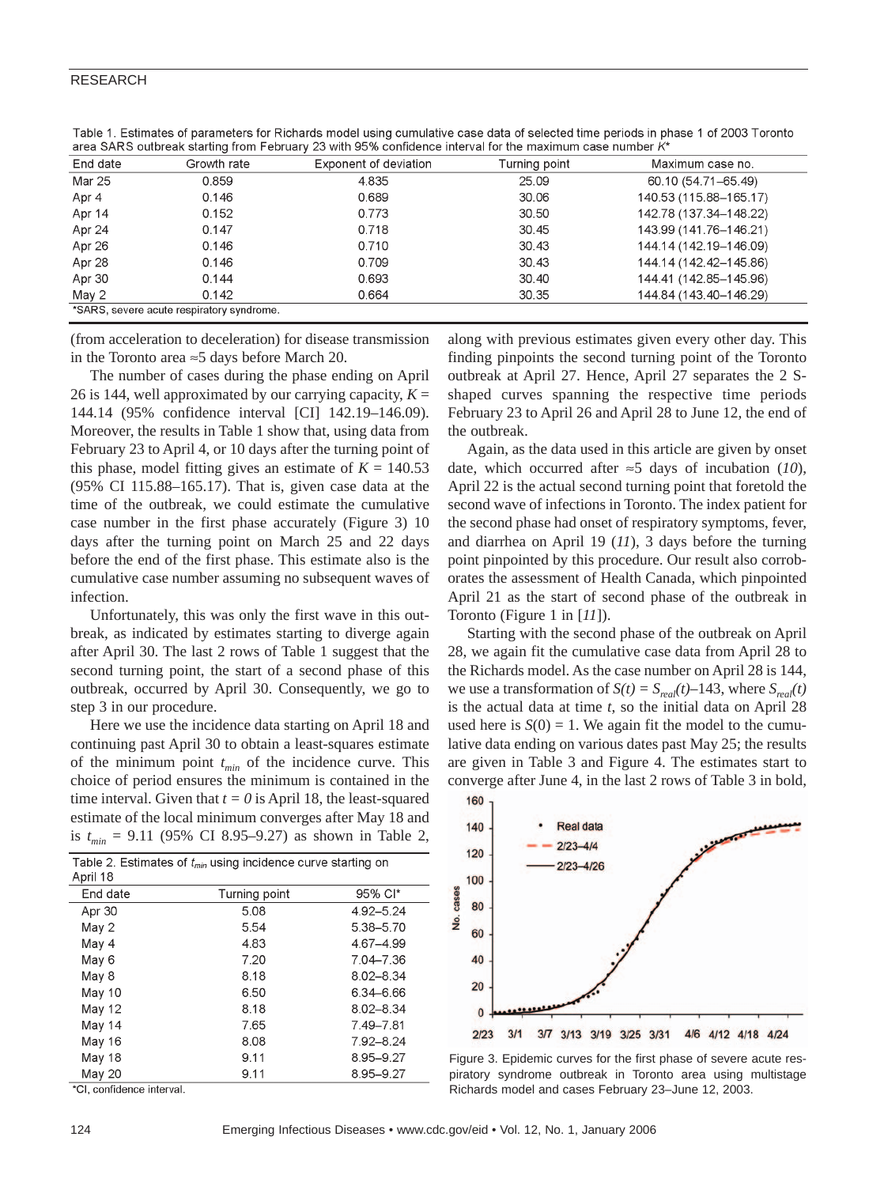Table 1. Estimates of parameters for Richards model using cumulative case data of selected time periods in phase 1 of 2003 Toronto area SARS outbreak starting from February 23 with 95% confidence interval for the maximum case number $K$*

| End date | Growth rate | Exponent of deviation | Turning point | Maximum case no. |
|---|---|---|---|---|
| Mar 25 | 0.859 | 4.835 | 25.09 | 60.10 (54.71–65.49) |
| Apr 4 | 0.146 | 0.689 | 30.06 | 140.53 (115.88–165.17) |
| Apr 14 | 0.152 | 0.773 | 30.50 | 142.78 (137.34–148.22) |
| Apr 24 | 0.147 | 0.718 | 30.45 | 143.99 (141.76–146.21) |
| Apr 26 | 0.146 | 0.710 | 30.43 | 144.14 (142.19–146.09) |
| Apr 28 | 0.146 | 0.709 | 30.43 | 144.14 (142.42–145.86) |
| Apr 30 | 0.144 | 0.693 | 30.40 | 144.41 (142.85–145.96) |
| May 2 | 0.142 | 0.664 | 30.35 | 144.84 (143.40–146.29) |

*SARS, severe acute respiratory syndrome.

(from acceleration to deceleration) for disease transmission in the Toronto area ≈5 days before March 20.

The number of cases during the phase ending on April 26 is 144, well approximated by our carrying capacity, $K$ = 144.14 (95% confidence interval [CI] 142.19–146.09). Moreover, the results in Table 1 show that, using data from February 23 to April 4, or 10 days after the turning point of this phase, model fitting gives an estimate of $K$ = 140.53 (95% CI 115.88–165.17). That is, given case data at the time of the outbreak, we could estimate the cumulative case number in the first phase accurately (Figure 3) 10 days after the turning point on March 25 and 22 days before the end of the first phase. This estimate also is the cumulative case number assuming no subsequent waves of infection.

Unfortunately, this was only the first wave in this outbreak, as indicated by estimates starting to diverge again after April 30. The last 2 rows of Table 1 suggest that the second turning point, the start of a second phase of this outbreak, occurred by April 30. Consequently, we go to step 3 in our procedure.

Here we use the incidence data starting on April 18 and continuing past April 30 to obtain a least-squares estimate of the minimum point $t_{min}$ of the incidence curve. This choice of period ensures the minimum is contained in the time interval. Given that $t = 0$ is April 18, the least-squared estimate of the local minimum converges after May 18 and is $t_{min}$ = 9.11 (95% CI 8.95–9.27) as shown in Table 2,

Table 2. Estimates of $t_{min}$ using incidence curve starting on April 18

| End date | Turning point | 95% CI* |
|---|---|---|
| Apr 30 | 5.08 | 4.92–5.24 |
| May 2 | 5.54 | 5.38–5.70 |
| May 4 | 4.83 | 4.67–4.99 |
| May 6 | 7.20 | 7.04–7.36 |
| May 8 | 8.18 | 8.02–8.34 |
| May 10 | 6.50 | 6.34–6.66 |
| May 12 | 8.18 | 8.02–8.34 |
| May 14 | 7.65 | 7.49–7.81 |
| May 16 | 8.08 | 7.92–8.24 |
| May 18 | 9.11 | 8.95–9.27 |
| May 20 | 9.11 | 8.95–9.27 |

*CI, confidence interval.

along with previous estimates given every other day. This finding pinpoints the second turning point of the Toronto outbreak at April 27. Hence, April 27 separates the 2 S-shaped curves spanning the respective time periods February 23 to April 26 and April 28 to June 12, the end of the outbreak.

Again, as the data used in this article are given by onset date, which occurred after ≈5 days of incubation (*10*), April 22 is the actual second turning point that foretold the second wave of infections in Toronto. The index patient for the second phase had onset of respiratory symptoms, fever, and diarrhea on April 19 (*11*), 3 days before the turning point pinpointed by this procedure. Our result also corroborates the assessment of Health Canada, which pinpointed April 21 as the start of second phase of the outbreak in Toronto (Figure 1 in [*11*]).

Starting with the second phase of the outbreak on April 28, we again fit the cumulative case data from April 28 to the Richards model. As the case number on April 28 is 144, we use a transformation of $S(t) = S_{real}(t)–143$, where $S_{real}(t)$ is the actual data at time $t$, so the initial data on April 28 used here is $S(0) = 1$. We again fit the model to the cumulative data ending on various dates past May 25; the results are given in Table 3 and Figure 4. The estimates start to converge after June 4, in the last 2 rows of Table 3 in bold,

Figure 3. Epidemic curves for the first phase of severe acute respiratory syndrome outbreak in Toronto area using multistage Richards model and cases February 23–June 12, 2003.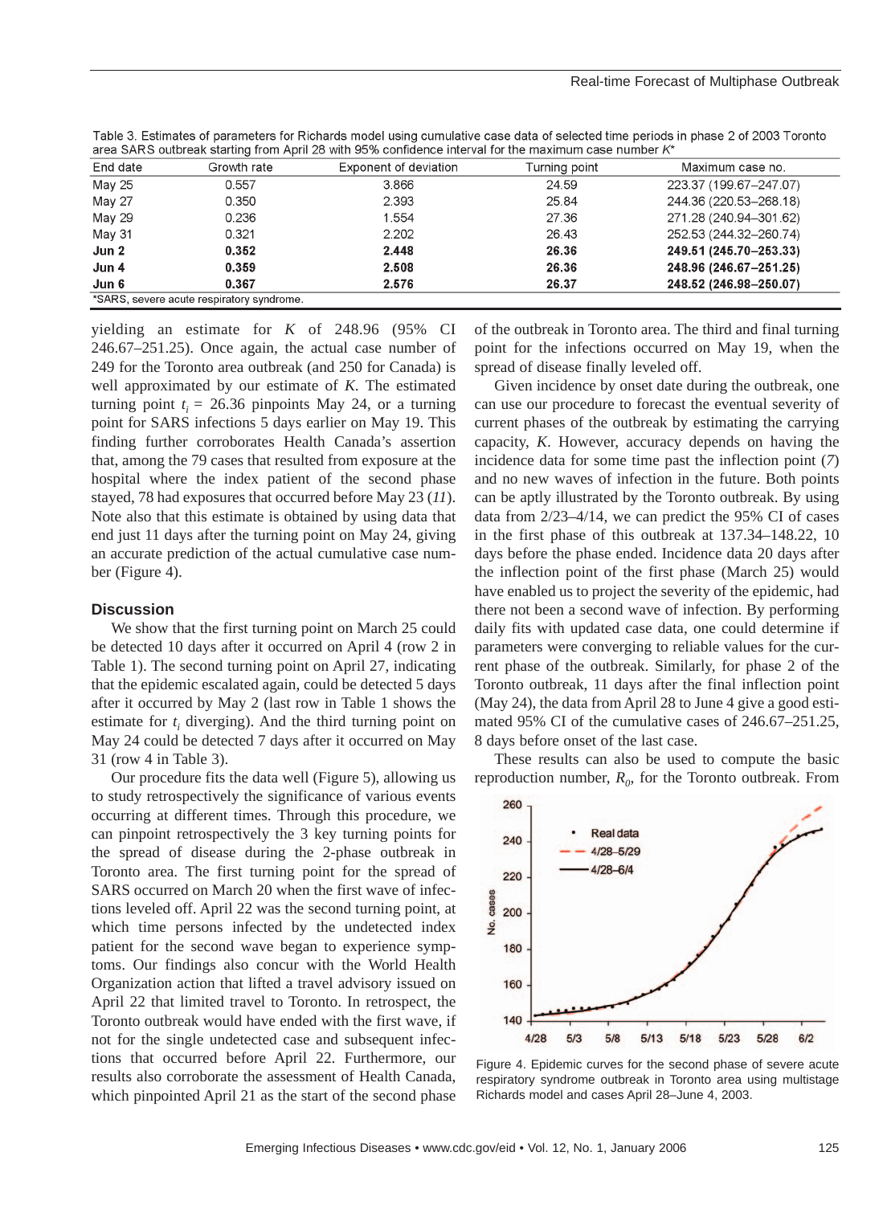Table 3. Estimates of parameters for Richards model using cumulative case data of selected time periods in phase 2 of 2003 Toronto area SARS outbreak starting from April 28 with 95% confidence interval for the maximum case number $K$*

| End date | Growth rate | Exponent of deviation | Turning point | Maximum case no. |
|---|---|---|---|---|
| May 25 | 0.557 | 3.866 | 24.59 | 223.37 (199.67–247.07) |
| May 27 | 0.350 | 2.393 | 25.84 | 244.36 (220.53–268.18) |
| May 29 | 0.236 | 1.554 | 27.36 | 271.28 (240.94–301.62) |
| May 31 | 0.321 | 2.202 | 26.43 | 252.53 (244.32–260.74) |
| **Jun 2** | **0.352** | **2.448** | **26.36** | **249.51 (245.70–253.33)** |
| **Jun 4** | **0.359** | **2.508** | **26.36** | **248.96 (246.67–251.25)** |
| **Jun 6** | **0.367** | **2.576** | **26.37** | **248.52 (246.98–250.07)** |

*SARS, severe acute respiratory syndrome.

yielding an estimate for $K$ of 248.96 (95% CI 246.67–251.25). Once again, the actual case number of 249 for the Toronto area outbreak (and 250 for Canada) is well approximated by our estimate of $K$. The estimated turning point $t_i$ = 26.36 pinpoints May 24, or a turning point for SARS infections 5 days earlier on May 19. This finding further corroborates Health Canada's assertion that, among the 79 cases that resulted from exposure at the hospital where the index patient of the second phase stayed, 78 had exposures that occurred before May 23 (*11*). Note also that this estimate is obtained by using data that end just 11 days after the turning point on May 24, giving an accurate prediction of the actual cumulative case number (Figure 4).

## Discussion

We show that the first turning point on March 25 could be detected 10 days after it occurred on April 4 (row 2 in Table 1). The second turning point on April 27, indicating that the epidemic escalated again, could be detected 5 days after it occurred by May 2 (last row in Table 1 shows the estimate for $t_i$ diverging). And the third turning point on May 24 could be detected 7 days after it occurred on May 31 (row 4 in Table 3).

Our procedure fits the data well (Figure 5), allowing us to study retrospectively the significance of various events occurring at different times. Through this procedure, we can pinpoint retrospectively the 3 key turning points for the spread of disease during the 2-phase outbreak in Toronto area. The first turning point for the spread of SARS occurred on March 20 when the first wave of infections leveled off. April 22 was the second turning point, at which time persons infected by the undetected index patient for the second wave began to experience symptoms. Our findings also concur with the World Health Organization action that lifted a travel advisory issued on April 22 that limited travel to Toronto. In retrospect, the Toronto outbreak would have ended with the first wave, if not for the single undetected case and subsequent infections that occurred before April 22. Furthermore, our results also corroborate the assessment of Health Canada, which pinpointed April 21 as the start of the second phase of the outbreak in Toronto area. The third and final turning point for the infections occurred on May 19, when the spread of disease finally leveled off.

Given incidence by onset date during the outbreak, one can use our procedure to forecast the eventual severity of current phases of the outbreak by estimating the carrying capacity, $K$. However, accuracy depends on having the incidence data for some time past the inflection point (*7*) and no new waves of infection in the future. Both points can be aptly illustrated by the Toronto outbreak. By using data from 2/23–4/14, we can predict the 95% CI of cases in the first phase of this outbreak at 137.34–148.22, 10 days before the phase ended. Incidence data 20 days after the inflection point of the first phase (March 25) would have enabled us to project the severity of the epidemic, had there not been a second wave of infection. By performing daily fits with updated case data, one could determine if parameters were converging to reliable values for the current phase of the outbreak. Similarly, for phase 2 of the Toronto outbreak, 11 days after the final inflection point (May 24), the data from April 28 to June 4 give a good estimated 95% CI of the cumulative cases of 246.67–251.25, 8 days before onset of the last case.

These results can also be used to compute the basic reproduction number, $R_0$, for the Toronto outbreak. From

Figure 4. Epidemic curves for the second phase of severe acute respiratory syndrome outbreak in Toronto area using multistage Richards model and cases April 28–June 4, 2003.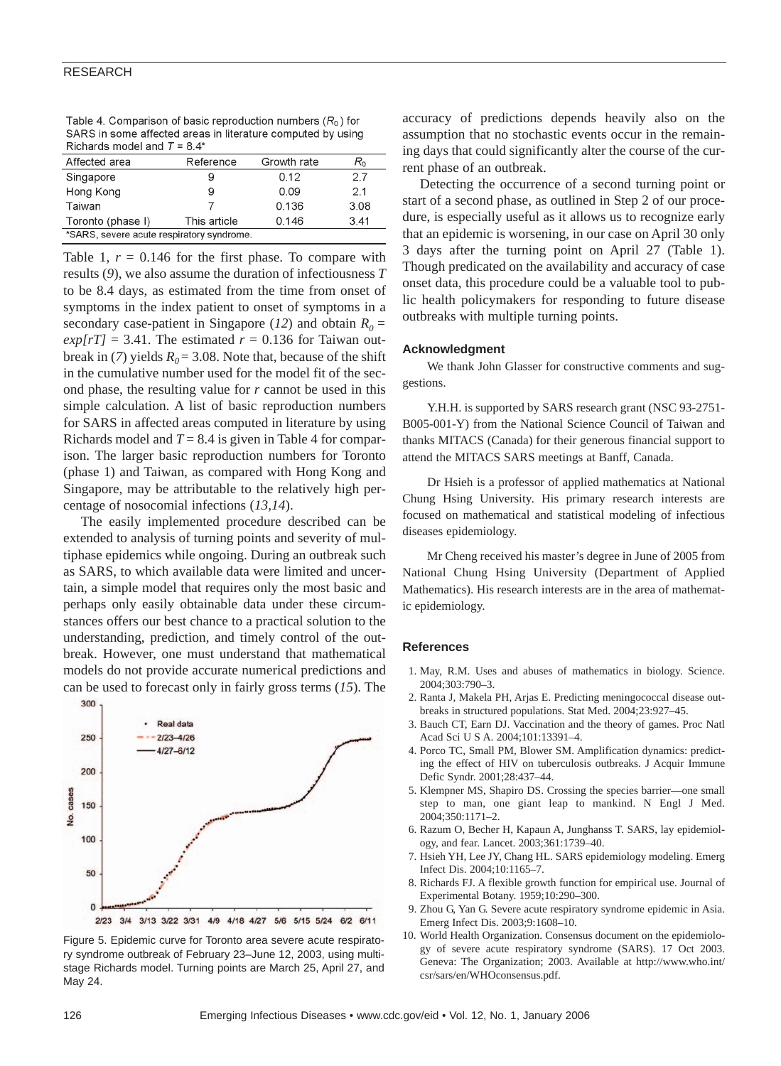Table 4. Comparison of basic reproduction numbers ($R_0$) for SARS in some affected areas in literature computed by using Richards model and $T = 8.4$*

| Affected area | Reference | Growth rate | $R_0$ |
|---|---|---|---|
| Singapore | 9 | 0.12 | 2.7 |
| Hong Kong | 9 | 0.09 | 2.1 |
| Taiwan | 7 | 0.136 | 3.08 |
| Toronto (phase I) | This article | 0.146 | 3.41 |

*SARS, severe acute respiratory syndrome.

Table 1, $r = 0.146$ for the first phase. To compare with results (*9*), we also assume the duration of infectiousness $T$ to be 8.4 days, as estimated from the time from onset of symptoms in the index patient to onset of symptoms in a secondary case-patient in Singapore (*12*) and obtain $R_0 = exp[rT] = 3.41$. The estimated $r = 0.136$ for Taiwan outbreak in (*7*) yields $R_0 = 3.08$. Note that, because of the shift in the cumulative number used for the model fit of the second phase, the resulting value for $r$ cannot be used in this simple calculation. A list of basic reproduction numbers for SARS in affected areas computed in literature by using Richards model and $T = 8.4$ is given in Table 4 for comparison. The larger basic reproduction numbers for Toronto (phase 1) and Taiwan, as compared with Hong Kong and Singapore, may be attributable to the relatively high percentage of nosocomial infections (*13,14*).

The easily implemented procedure described can be extended to analysis of turning points and severity of multiphase epidemics while ongoing. During an outbreak such as SARS, to which available data were limited and uncertain, a simple model that requires only the most basic and perhaps only easily obtainable data under these circumstances offers our best chance to a practical solution to the understanding, prediction, and timely control of the outbreak. However, one must understand that mathematical models do not provide accurate numerical predictions and can be used to forecast only in fairly gross terms (*15*). The accuracy of predictions depends heavily also on the assumption that no stochastic events occur in the remaining days that could significantly alter the course of the current phase of an outbreak.

Figure 5. Epidemic curve for Toronto area severe acute respiratory syndrome outbreak of February 23–June 12, 2003, using multistage Richards model. Turning points are March 25, April 27, and May 24.

Detecting the occurrence of a second turning point or start of a second phase, as outlined in Step 2 of our procedure, is especially useful as it allows us to recognize early that an epidemic is worsening, in our case on April 30 only 3 days after the turning point on April 27 (Table 1). Though predicated on the availability and accuracy of case onset data, this procedure could be a valuable tool to public health policymakers for responding to future disease outbreaks with multiple turning points.

### Acknowledgment

We thank John Glasser for constructive comments and suggestions.

Y.H.H. is supported by SARS research grant (NSC 93-2751-B005-001-Y) from the National Science Council of Taiwan and thanks MITACS (Canada) for their generous financial support to attend the MITACS SARS meetings at Banff, Canada.

Dr Hsieh is a professor of applied mathematics at National Chung Hsing University. His primary research interests are focused on mathematical and statistical modeling of infectious diseases epidemiology.

Mr Cheng received his master's degree in June of 2005 from National Chung Hsing University (Department of Applied Mathematics). His research interests are in the area of mathematic epidemiology.

### References

1. May, R.M. Uses and abuses of mathematics in biology. Science. 2004;303:790–3.
2. Ranta J, Makela PH, Arjas E. Predicting meningococcal disease outbreaks in structured populations. Stat Med. 2004;23:927–45.
3. Bauch CT, Earn DJ. Vaccination and the theory of games. Proc Natl Acad Sci U S A. 2004;101:13391–4.
4. Porco TC, Small PM, Blower SM. Amplification dynamics: predicting the effect of HIV on tuberculosis outbreaks. J Acquir Immune Defic Syndr. 2001;28:437–44.
5. Klempner MS, Shapiro DS. Crossing the species barrier—one small step to man, one giant leap to mankind. N Engl J Med. 2004;350:1171–2.
6. Razum O, Becher H, Kapaun A, Junghanss T. SARS, lay epidemiology, and fear. Lancet. 2003;361:1739–40.
7. Hsieh YH, Lee JY, Chang HL. SARS epidemiology modeling. Emerg Infect Dis. 2004;10:1165–7.
8. Richards FJ. A flexible growth function for empirical use. Journal of Experimental Botany. 1959;10:290–300.
9. Zhou G, Yan G. Severe acute respiratory syndrome epidemic in Asia. Emerg Infect Dis. 2003;9:1608–10.
10. World Health Organization. Consensus document on the epidemiology of severe acute respiratory syndrome (SARS). 17 Oct 2003. Geneva: The Organization; 2003. Available at http://www.who.int/csr/sars/en/WHOconsensus.pdf.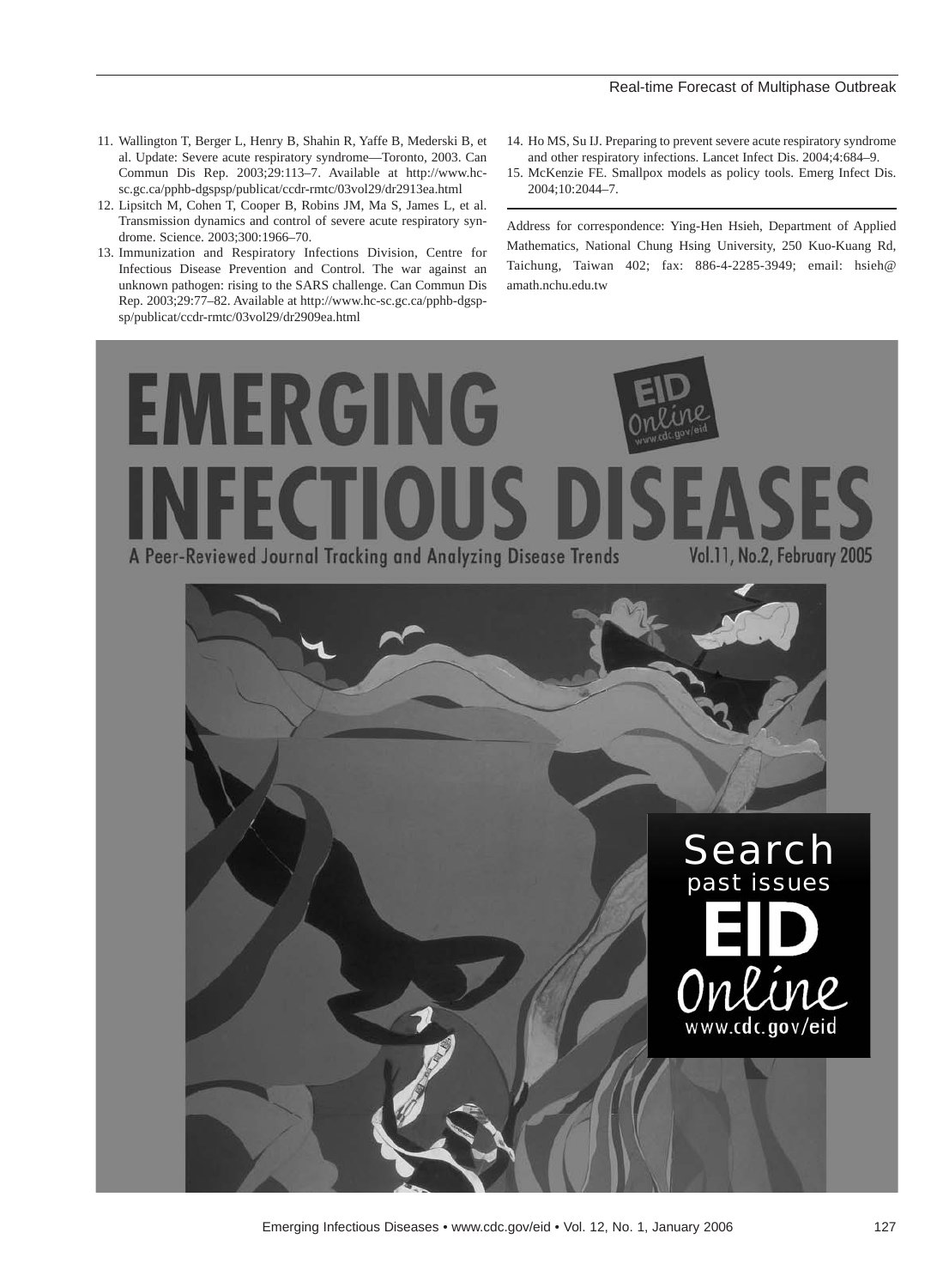11. Wallington T, Berger L, Henry B, Shahin R, Yaffe B, Mederski B, et al. Update: Severe acute respiratory syndrome—Toronto, 2003. Can Commun Dis Rep. 2003;29:113–7. Available at http://www.hc-sc.gc.ca/pphb-dgspsp/publicat/ccdr-rmtc/03vol29/dr2913ea.html
12. Lipsitch M, Cohen T, Cooper B, Robins JM, Ma S, James L, et al. Transmission dynamics and control of severe acute respiratory syndrome. Science. 2003;300:1966–70.
13. Immunization and Respiratory Infections Division, Centre for Infectious Disease Prevention and Control. The war against an unknown pathogen: rising to the SARS challenge. Can Commun Dis Rep. 2003;29:77–82. Available at http://www.hc-sc.gc.ca/pphb-dgsp-sp/publicat/ccdr-rmtc/03vol29/dr2909ea.html
14. Ho MS, Su IJ. Preparing to prevent severe acute respiratory syndrome and other respiratory infections. Lancet Infect Dis. 2004;4:684–9.
15. McKenzie FE. Smallpox models as policy tools. Emerg Infect Dis. 2004;10:2044–7.

Address for correspondence: Ying-Hen Hsieh, Department of Applied Mathematics, National Chung Hsing University, 250 Kuo-Kuang Rd, Taichung, Taiwan 402; fax: 886-4-2285-3949; email: hsieh@amath.nchu.edu.tw

EMERGING INFECTIOUS DISEASES

A Peer-Reviewed Journal Tracking and Analyzing Disease Trends

Vol.11, No.2, February 2005

Search past issues

EID Online

www.cdc.gov/eid